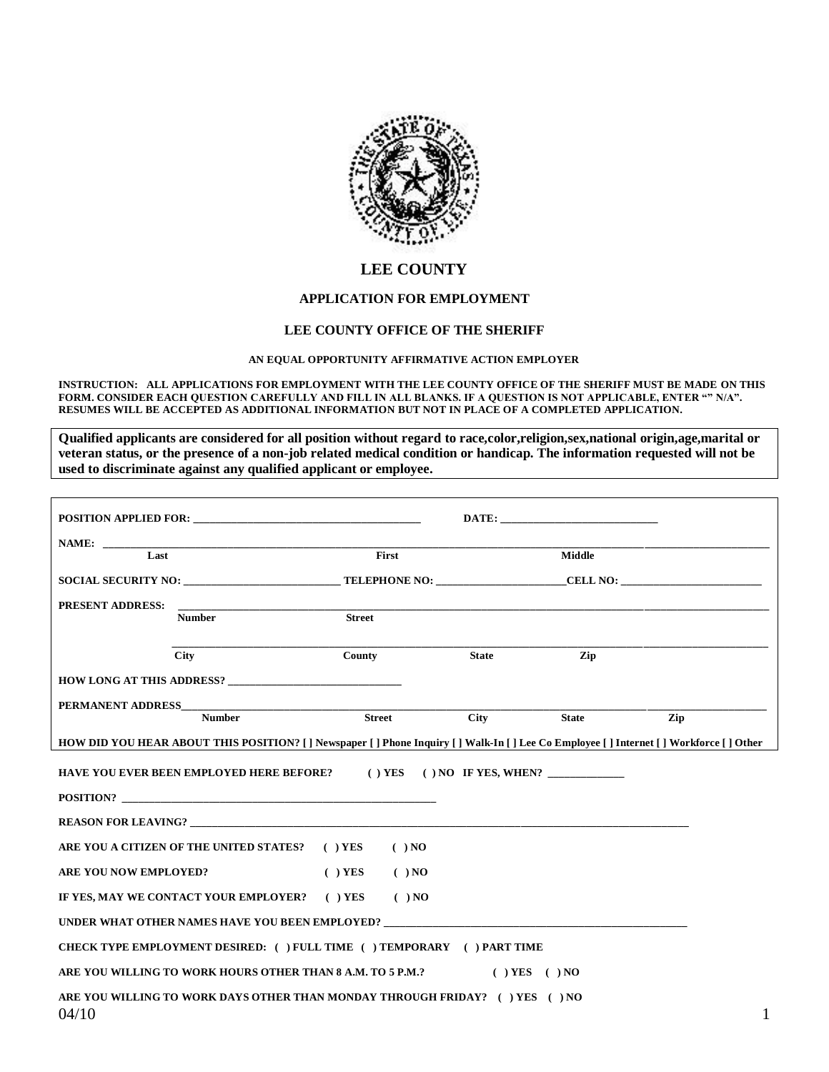# LEE COUNTY

## APPLICATION FOR EMPLOYMENT

## LEE COUNTY OFFICE OF THE SHERIFF

**AN EQUAL OPPORTUNITY AFFIRMATIVE ACTION EMPLOYER**

**INSTRUCTION: ALL APPLICATIONS FOR EMPLOYMENT WITH THE LEE COUNTY OFFICE OF THE SHERIFF MUST BE MADE ON THIS FORM. CONSIDER EACH QUESTION CAREFULLY AND FILL IN ALL BLANKS. IF A QUESTION IS NOT APPLICABLE, ENTER "" N/A". RESUMES WILL BE ACCEPTED AS ADDITIONAL INFORMATION BUT NOT IN PLACE OF A COMPLETED APPLICATION.**

**Qualified applicants are considered for all position without regard to race,color,religion,sex,national origin,age,marital or veteran status, or the presence of a non-job related medical condition or handicap. The information requested will not be used to discriminate against any qualified applicant or employee.**

**POSITION APPLIED FOR:** ____________________ **DATE:** ____________________

**NAME:** ______________________________________________
Last First Middle

**SOCIAL SECURITY NO:** ______________ **TELEPHONE NO:** ______________ **CELL NO:** ______________

**PRESENT ADDRESS:** ______________________________________________
Number Street

______________________________________________
City County State Zip

**HOW LONG AT THIS ADDRESS?** ____________________

**PERMANENT ADDRESS** ______________________________________________
Number Street City State Zip

**HOW DID YOU HEAR ABOUT THIS POSITION? [ ] Newspaper [ ] Phone Inquiry [ ] Walk-In [ ] Lee Co Employee [ ] Internet [ ] Workforce [ ] Other**

**HAVE YOU EVER BEEN EMPLOYED HERE BEFORE? ( ) YES ( ) NO IF YES, WHEN?** ______________

**POSITION?** ____________________

**REASON FOR LEAVING?** ____________________

**ARE YOU A CITIZEN OF THE UNITED STATES? ( ) YES ( ) NO**

**ARE YOU NOW EMPLOYED? ( ) YES ( ) NO**

**IF YES, MAY WE CONTACT YOUR EMPLOYER? ( ) YES ( ) NO**

**UNDER WHAT OTHER NAMES HAVE YOU BEEN EMPLOYED?** ____________________

**CHECK TYPE EMPLOYMENT DESIRED: ( ) FULL TIME ( ) TEMPORARY ( ) PART TIME**

**ARE YOU WILLING TO WORK HOURS OTHER THAN 8 A.M. TO 5 P.M.? ( ) YES ( ) NO**

**ARE YOU WILLING TO WORK DAYS OTHER THAN MONDAY THROUGH FRIDAY? ( ) YES ( ) NO**

04/10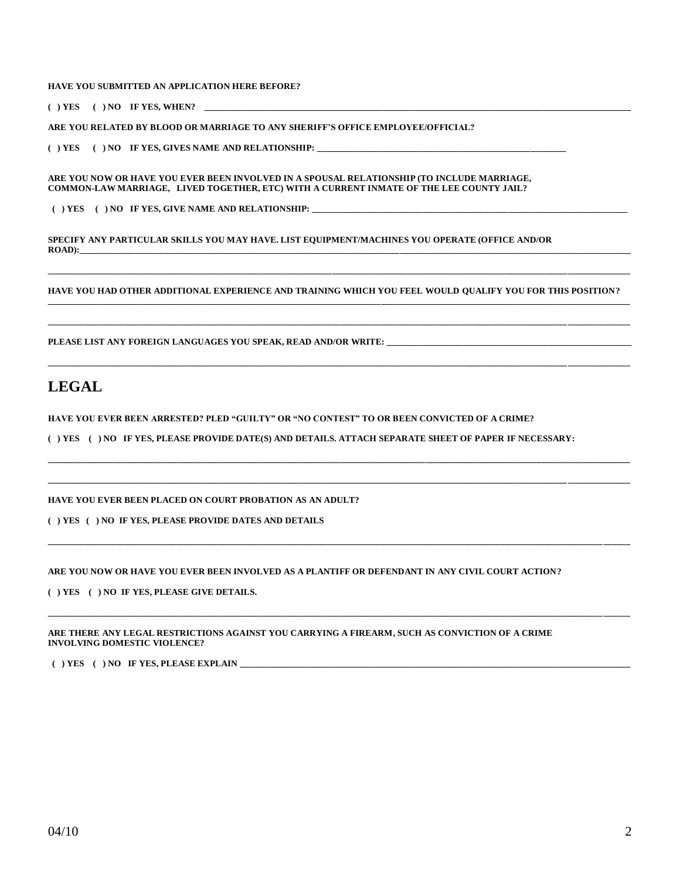**HAVE YOU SUBMITTED AN APPLICATION HERE BEFORE?**

**( ) YES ( ) NO IF YES, WHEN? ______________________________________________________________________________**

**ARE YOU RELATED BY BLOOD OR MARRIAGE TO ANY SHERIFF'S OFFICE EMPLOYEE/OFFICIAL?**

**( ) YES ( ) NO IF YES, GIVES NAME AND RELATIONSHIP: ____________________________________________________**

**ARE YOU NOW OR HAVE YOU EVER BEEN INVOLVED IN A SPOUSAL RELATIONSHIP (TO INCLUDE MARRIAGE, COMMON-LAW MARRIAGE, LIVED TOGETHER, ETC) WITH A CURRENT INMATE OF THE LEE COUNTY JAIL?**

**( ) YES ( ) NO IF YES, GIVE NAME AND RELATIONSHIP: ______________________________________________________________**

**SPECIFY ANY PARTICULAR SKILLS YOU MAY HAVE. LIST EQUIPMENT/MACHINES YOU OPERATE (OFFICE AND/OR ROAD):__________________________________________________________________________________________________**

**______________________________________________________________________________________________________________**

**HAVE YOU HAD OTHER ADDITIONAL EXPERIENCE AND TRAINING WHICH YOU FEEL WOULD QUALIFY YOU FOR THIS POSITION? ______________________________________________________________________________________________________________**

**______________________________________________________________________________________________________________**

**PLEASE LIST ANY FOREIGN LANGUAGES YOU SPEAK, READ AND/OR WRITE: _____________________________________________**

**______________________________________________________________________________________________________________**

# LEGAL

**HAVE YOU EVER BEEN ARRESTED? PLED "GUILTY" OR "NO CONTEST" TO OR BEEN CONVICTED OF A CRIME?**

**( ) YES ( ) NO IF YES, PLEASE PROVIDE DATE(S) AND DETAILS. ATTACH SEPARATE SHEET OF PAPER IF NECESSARY:**

**______________________________________________________________________________________________________________**

**______________________________________________________________________________________________________________**

**HAVE YOU EVER BEEN PLACED ON COURT PROBATION AS AN ADULT?**

**( ) YES ( ) NO IF YES, PLEASE PROVIDE DATES AND DETAILS**

**______________________________________________________________________________________________________________**

**ARE YOU NOW OR HAVE YOU EVER BEEN INVOLVED AS A PLANTIFF OR DEFENDANT IN ANY CIVIL COURT ACTION?**

**( ) YES ( ) NO IF YES, PLEASE GIVE DETAILS.**

**______________________________________________________________________________________________________________**

**ARE THERE ANY LEGAL RESTRICTIONS AGAINST YOU CARRYING A FIREARM, SUCH AS CONVICTION OF A CRIME INVOLVING DOMESTIC VIOLENCE?**

**( ) YES ( ) NO IF YES, PLEASE EXPLAIN ________________________________________________________________________**

04/10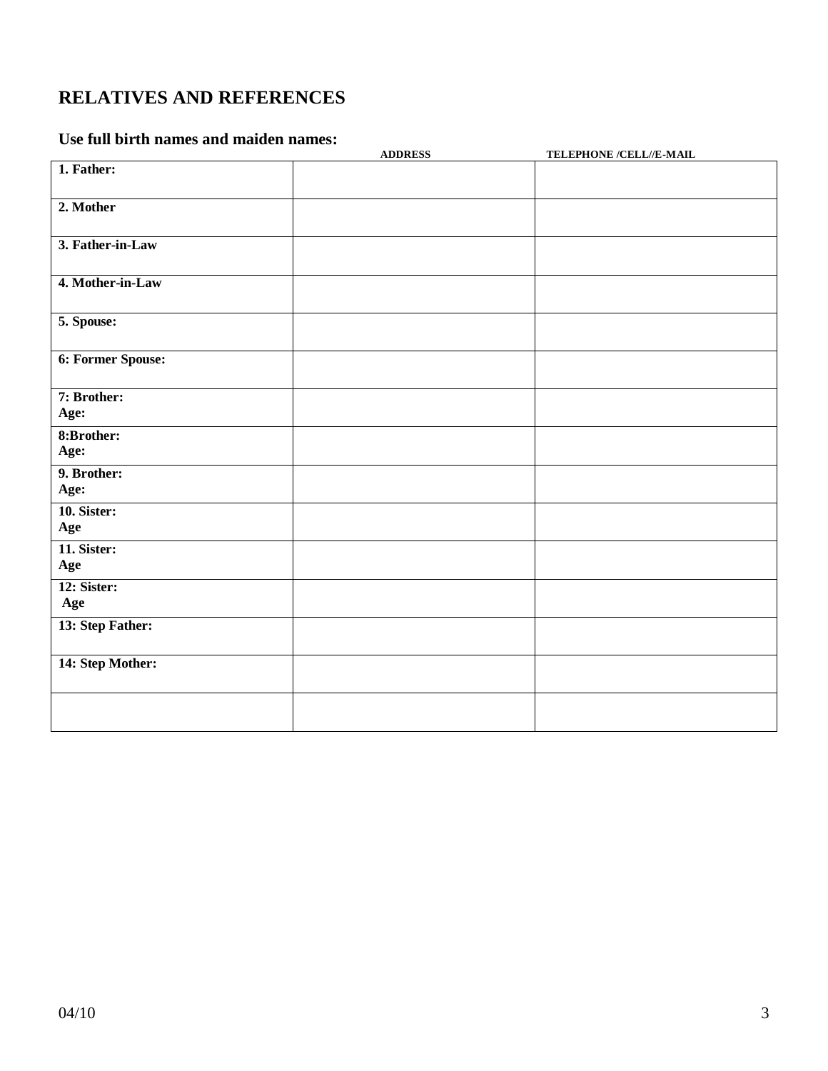## RELATIVES AND REFERENCES

**Use full birth names and maiden names:**

| | ADDRESS | TELEPHONE /CELL//E-MAIL |
|---|---|---|
| **1. Father:** | | |
| **2. Mother** | | |
| **3. Father-in-Law** | | |
| **4. Mother-in-Law** | | |
| **5. Spouse:** | | |
| **6: Former Spouse:** | | |
| **7: Brother:**<br>**Age:** | | |
| **8:Brother:**<br>**Age:** | | |
| **9. Brother:**<br>**Age:** | | |
| **10. Sister:**<br>**Age** | | |
| **11. Sister:**<br>**Age** | | |
| **12: Sister:**<br>**Age** | | |
| **13: Step Father:** | | |
| **14: Step Mother:** | | |
| | | |

04/10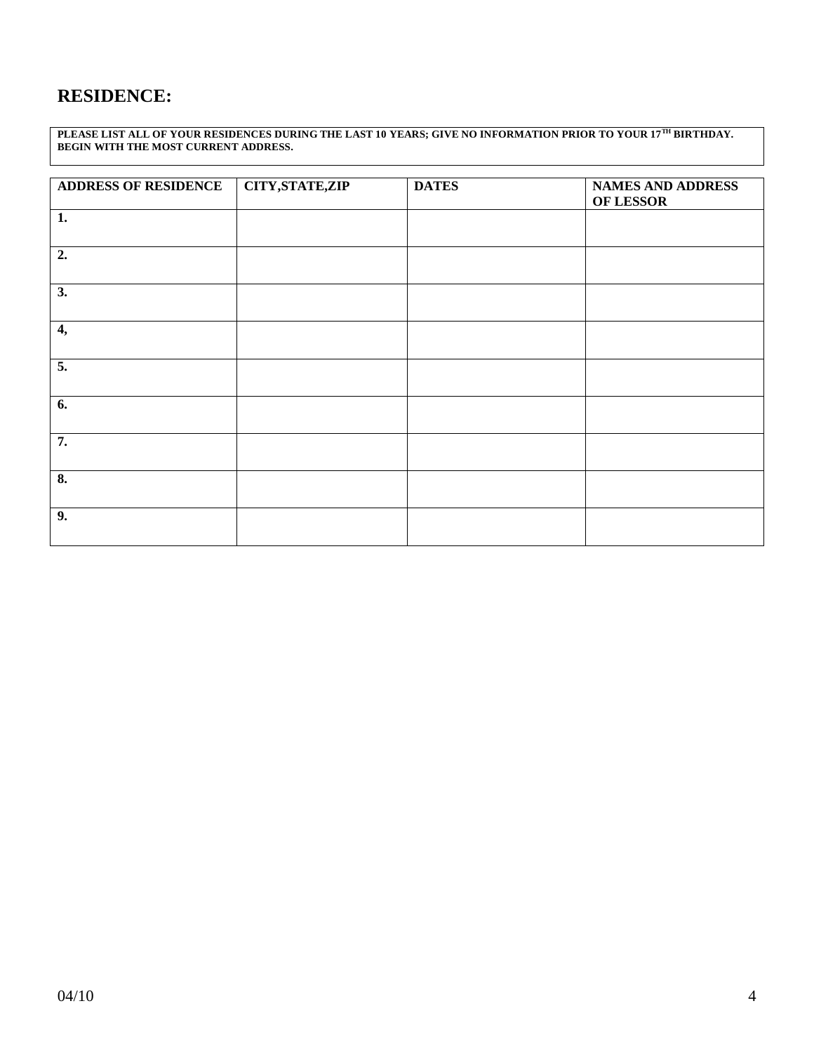## RESIDENCE:

| PLEASE LIST ALL OF YOUR RESIDENCES DURING THE LAST 10 YEARS; GIVE NO INFORMATION PRIOR TO YOUR 17TH BIRTHDAY. BEGIN WITH THE MOST CURRENT ADDRESS. |
|---|

| ADDRESS OF RESIDENCE | CITY,STATE,ZIP | DATES | NAMES AND ADDRESS OF LESSOR |
|---|---|---|---|
| 1. | | | |
| 2. | | | |
| 3. | | | |
| 4, | | | |
| 5. | | | |
| 6. | | | |
| 7. | | | |
| 8. | | | |
| 9. | | | |

04/10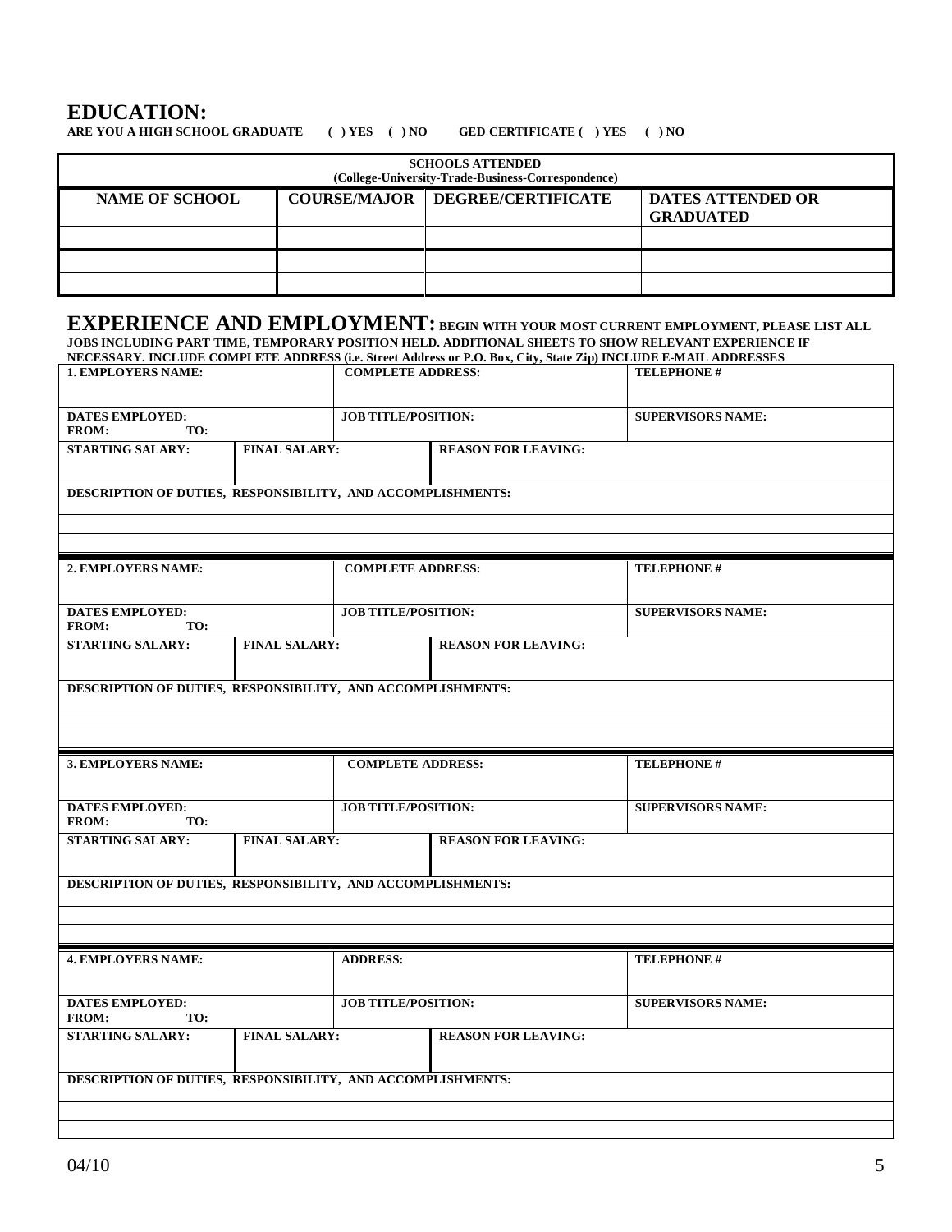## EDUCATION:

**ARE YOU A HIGH SCHOOL GRADUATE ( ) YES ( ) NO GED CERTIFICATE ( ) YES ( ) NO**

| SCHOOLS ATTENDED (College-University-Trade-Business-Correspondence) | | | |
|---|---|---|---|
| **NAME OF SCHOOL** | **COURSE/MAJOR** | **DEGREE/CERTIFICATE** | **DATES ATTENDED OR GRADUATED** |
| | | | |
| | | | |
| | | | |

## EXPERIENCE AND EMPLOYMENT:

**BEGIN WITH YOUR MOST CURRENT EMPLOYMENT, PLEASE LIST ALL JOBS INCLUDING PART TIME, TEMPORARY POSITION HELD. ADDITIONAL SHEETS TO SHOW RELEVANT EXPERIENCE IF NECESSARY. INCLUDE COMPLETE ADDRESS (i.e. Street Address or P.O. Box, City, State Zip) INCLUDE E-MAIL ADDRESSES**

| 1. EMPLOYERS NAME: | | COMPLETE ADDRESS: | | TELEPHONE # |
|---|---|---|---|---|
| DATES EMPLOYED: FROM: TO: | | JOB TITLE/POSITION: | | SUPERVISORS NAME: |
| STARTING SALARY: | FINAL SALARY: | | REASON FOR LEAVING: | |
| DESCRIPTION OF DUTIES, RESPONSIBILITY, AND ACCOMPLISHMENTS: | | | | |
| | | | | |
| | | | | |

| 2. EMPLOYERS NAME: | | COMPLETE ADDRESS: | | TELEPHONE # |
|---|---|---|---|---|
| DATES EMPLOYED: FROM: TO: | | JOB TITLE/POSITION: | | SUPERVISORS NAME: |
| STARTING SALARY: | FINAL SALARY: | | REASON FOR LEAVING: | |
| DESCRIPTION OF DUTIES, RESPONSIBILITY, AND ACCOMPLISHMENTS: | | | | |
| | | | | |
| | | | | |

| 3. EMPLOYERS NAME: | | COMPLETE ADDRESS: | | TELEPHONE # |
|---|---|---|---|---|
| DATES EMPLOYED: FROM: TO: | | JOB TITLE/POSITION: | | SUPERVISORS NAME: |
| STARTING SALARY: | FINAL SALARY: | | REASON FOR LEAVING: | |
| DESCRIPTION OF DUTIES, RESPONSIBILITY, AND ACCOMPLISHMENTS: | | | | |
| | | | | |
| | | | | |

| 4. EMPLOYERS NAME: | | ADDRESS: | | TELEPHONE # |
|---|---|---|---|---|
| DATES EMPLOYED: FROM: TO: | | JOB TITLE/POSITION: | | SUPERVISORS NAME: |
| STARTING SALARY: | FINAL SALARY: | | REASON FOR LEAVING: | |
| DESCRIPTION OF DUTIES, RESPONSIBILITY, AND ACCOMPLISHMENTS: | | | | |
| | | | | |
| | | | | |

04/10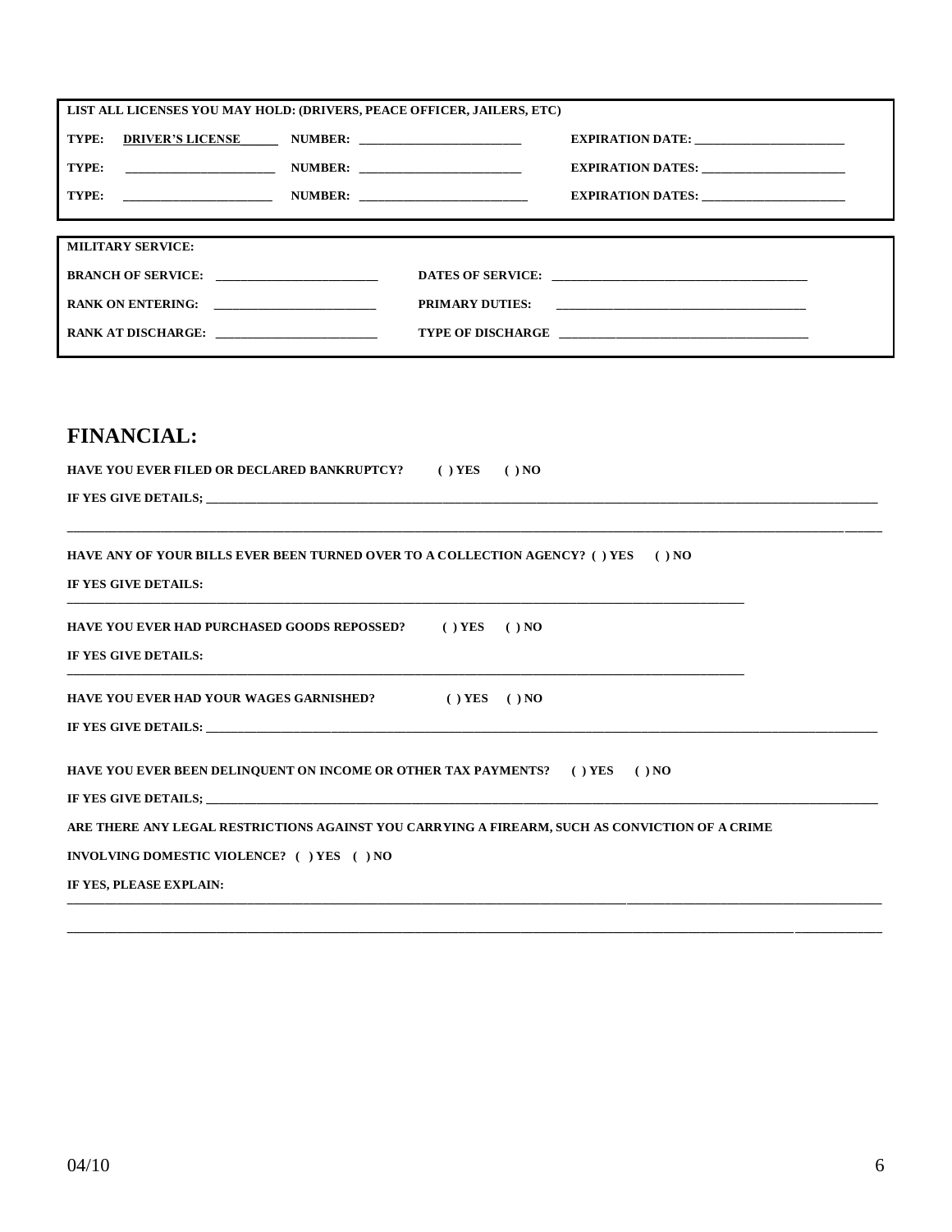**LIST ALL LICENSES YOU MAY HOLD: (DRIVERS, PEACE OFFICER, JAILERS, ETC)**

**TYPE:** **DRIVER'S LICENSE** **NUMBER:** ____________________ **EXPIRATION DATE:** ____________________

**TYPE:** ____________________ **NUMBER:** ____________________ **EXPIRATION DATES:** ____________________

**TYPE:** ____________________ **NUMBER:** ____________________ **EXPIRATION DATES:** ____________________

**MILITARY SERVICE:**

**BRANCH OF SERVICE:** ____________________ **DATES OF SERVICE:** ____________________

**RANK ON ENTERING:** ____________________ **PRIMARY DUTIES:** ____________________

**RANK AT DISCHARGE:** ____________________ **TYPE OF DISCHARGE** ____________________

## FINANCIAL:

**HAVE YOU EVER FILED OR DECLARED BANKRUPTCY? ( ) YES ( ) NO**

**IF YES GIVE DETAILS;** ________________________________________________

________________________________________________

**HAVE ANY OF YOUR BILLS EVER BEEN TURNED OVER TO A COLLECTION AGENCY? ( ) YES ( ) NO**

**IF YES GIVE DETAILS:**

________________________________________________

**HAVE YOU EVER HAD PURCHASED GOODS REPOSSED? ( ) YES ( ) NO**

**IF YES GIVE DETAILS:**

________________________________________________

**HAVE YOU EVER HAD YOUR WAGES GARNISHED? ( ) YES ( ) NO**

**IF YES GIVE DETAILS:** ________________________________________________

**HAVE YOU EVER BEEN DELINQUENT ON INCOME OR OTHER TAX PAYMENTS? ( ) YES ( ) NO**

**IF YES GIVE DETAILS;** ________________________________________________

**ARE THERE ANY LEGAL RESTRICTIONS AGAINST YOU CARRYING A FIREARM, SUCH AS CONVICTION OF A CRIME INVOLVING DOMESTIC VIOLENCE? ( ) YES ( ) NO**

**IF YES, PLEASE EXPLAIN:**

________________________________________________

________________________________________________

04/10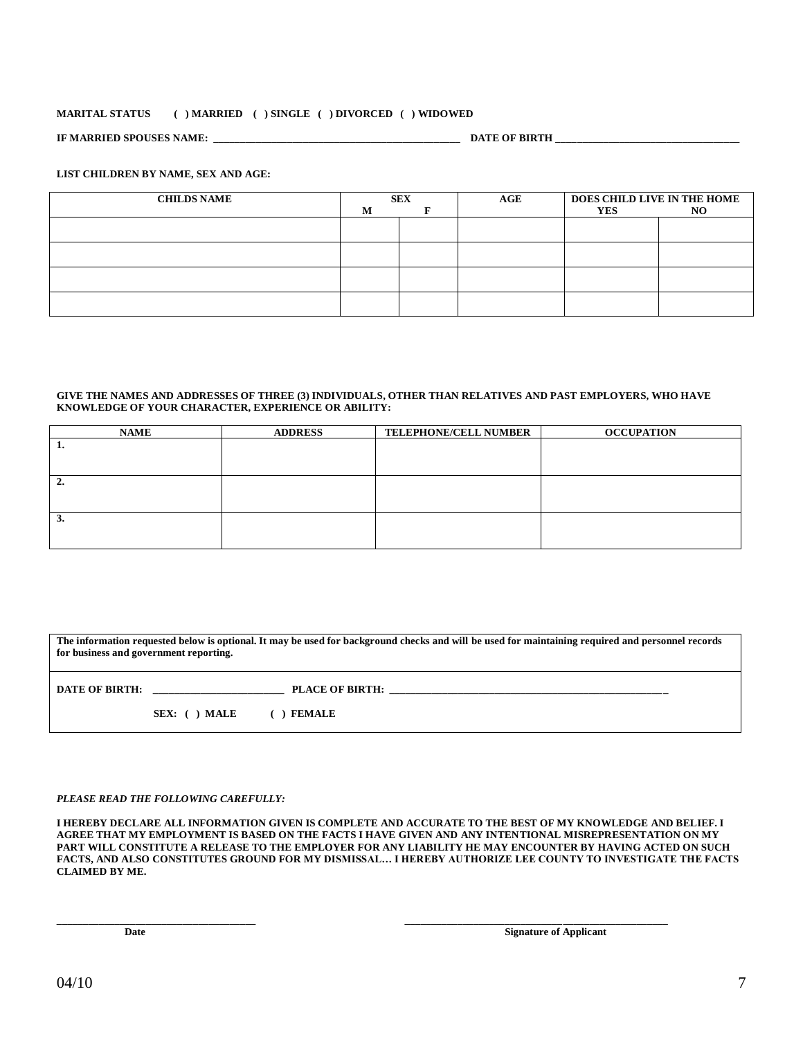**MARITAL STATUS ( ) MARRIED ( ) SINGLE ( ) DIVORCED ( ) WIDOWED**

**IF MARRIED SPOUSES NAME: ______________________________________________ DATE OF BIRTH ________________________________**

**LIST CHILDREN BY NAME, SEX AND AGE:**

| CHILDS NAME | SEX | | AGE | DOES CHILD LIVE IN THE HOME | |
|---|---|---|---|---|---|
| | M | F | | YES | NO |
| | | | | | |
| | | | | | |
| | | | | | |
| | | | | | |

**GIVE THE NAMES AND ADDRESSES OF THREE (3) INDIVIDUALS, OTHER THAN RELATIVES AND PAST EMPLOYERS, WHO HAVE KNOWLEDGE OF YOUR CHARACTER, EXPERIENCE OR ABILITY:**

| NAME | ADDRESS | TELEPHONE/CELL NUMBER | OCCUPATION |
|---|---|---|---|
| 1. | | | |
| 2. | | | |
| 3. | | | |

**The information requested below is optional. It may be used for background checks and will be used for maintaining required and personnel records for business and government reporting.**

**DATE OF BIRTH: ________________________ PLACE OF BIRTH: ______________________________________________________**

**SEX: ( ) MALE ( ) FEMALE**

***PLEASE READ THE FOLLOWING CAREFULLY:***

**I HEREBY DECLARE ALL INFORMATION GIVEN IS COMPLETE AND ACCURATE TO THE BEST OF MY KNOWLEDGE AND BELIEF. I AGREE THAT MY EMPLOYMENT IS BASED ON THE FACTS I HAVE GIVEN AND ANY INTENTIONAL MISREPRESENTATION ON MY PART WILL CONSTITUTE A RELEASE TO THE EMPLOYER FOR ANY LIABILITY HE MAY ENCOUNTER BY HAVING ACTED ON SUCH FACTS, AND ALSO CONSTITUTES GROUND FOR MY DISMISSAL… I HEREBY AUTHORIZE LEE COUNTY TO INVESTIGATE THE FACTS CLAIMED BY ME.**

____________________________________ ________________________________________________

**Date** **Signature of Applicant**

04/10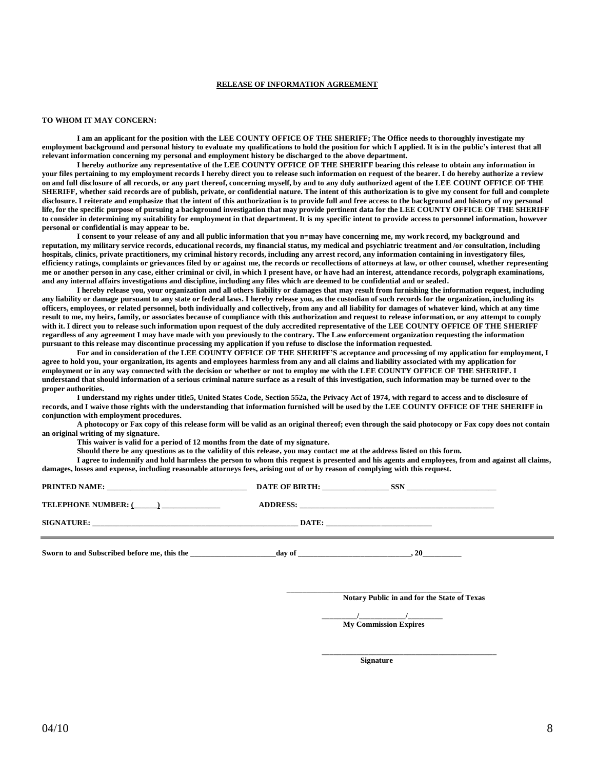**RELEASE OF INFORMATION AGREEMENT**

**TO WHOM IT MAY CONCERN:**

**I am an applicant for the position with the LEE COUNTY OFFICE OF THE SHERIFF; The Office needs to thoroughly investigate my employment background and personal history to evaluate my qualifications to hold the position for which I applied. It is in the public's interest that all relevant information concerning my personal and employment history be discharged to the above department.**

**I hereby authorize any representative of the LEE COUNTY OFFICE OF THE SHERIFF bearing this release to obtain any information in your files pertaining to my employment records I hereby direct you to release such information on request of the bearer. I do hereby authorize a review on and full disclosure of all records, or any part thereof, concerning myself, by and to any duly authorized agent of the LEE COUNT OFFICE OF THE SHERIFF, whether said records are of publish, private, or confidential nature. The intent of this authorization is to give my consent for full and complete disclosure. I reiterate and emphasize that the intent of this authorization is to provide full and free access to the background and history of my personal life, for the specific purpose of pursuing a background investigation that may provide pertinent data for the LEE COUNTY OFFICE OF THE SHERIFF to consider in determining my suitability for employment in that department. It is my specific intent to provide access to personnel information, however personal or confidential is may appear to be.**

**I consent to your release of any and all public information that you n=may have concerning me, my work record, my background and reputation, my military service records, educational records, my financial status, my medical and psychiatric treatment and /or consultation, including hospitals, clinics, private practitioners, my criminal history records, including any arrest record, any information containing in investigatory files, efficiency ratings, complaints or grievances filed by or against me, the records or recollections of attorneys at law, or other counsel, whether representing me or another person in any case, either criminal or civil, in which I present have, or have had an interest, attendance records, polygraph examinations, and any internal affairs investigations and discipline, including any files which are deemed to be confidential and or sealed.**

**I hereby release you, your organization and all others liability or damages that may result from furnishing the information request, including any liability or damage pursuant to any state or federal laws. I hereby release you, as the custodian of such records for the organization, including its officers, employees, or related personnel, both individually and collectively, from any and all liability for damages of whatever kind, which at any time result to me, my heirs, family, or associates because of compliance with this authorization and request to release information, or any attempt to comply with it. I direct you to release such information upon request of the duly accredited representative of the LEE COUNTY OFFICE OF THE SHERIFF regardless of any agreement I may have made with you previously to the contrary. The Law enforcement organization requesting the information pursuant to this release may discontinue processing my application if you refuse to disclose the information requested.**

**For and in consideration of the LEE COUNTY OFFICE OF THE SHERIFF'S acceptance and processing of my application for employment, I agree to hold you, your organization, its agents and employees harmless from any and all claims and liability associated with my application for employment or in any way connected with the decision or whether or not to employ me with the LEE COUNTY OFFICE OF THE SHERIFF. I understand that should information of a serious criminal nature surface as a result of this investigation, such information may be turned over to the proper authorities.**

**I understand my rights under title5, United States Code, Section 552a, the Privacy Act of 1974, with regard to access and to disclosure of records, and I waive those rights with the understanding that information furnished will be used by the LEE COUNTY OFFICE OF THE SHERIFF in conjunction with employment procedures.**

**A photocopy or Fax copy of this release form will be valid as an original thereof; even through the said photocopy or Fax copy does not contain an original writing of my signature.**

**This waiver is valid for a period of 12 months from the date of my signature.**

**Should there be any questions as to the validity of this release, you may contact me at the address listed on this form.**

**I agree to indemnify and hold harmless the person to whom this request is presented and his agents and employees, from and against all claims, damages, losses and expense, including reasonable attorneys fees, arising out of or by reason of complying with this request.**

**PRINTED NAME:** ____________________________________ **DATE OF BIRTH:** _________________ **SSN** _______________________

**TELEPHONE NUMBER: (______) _______________** **ADDRESS:** ____________________________________________________

**SIGNATURE:** ______________________________________________________ **DATE:** ___________________________

---

**Sworn to and Subscribed before me, this the ______________________day of _____________________________, 20__________**

_____________________________________________
**Notary Public in and for the State of Texas**

_________/____________/_________
**My Commission Expires**

_____________________________________________
**Signature**

04/10